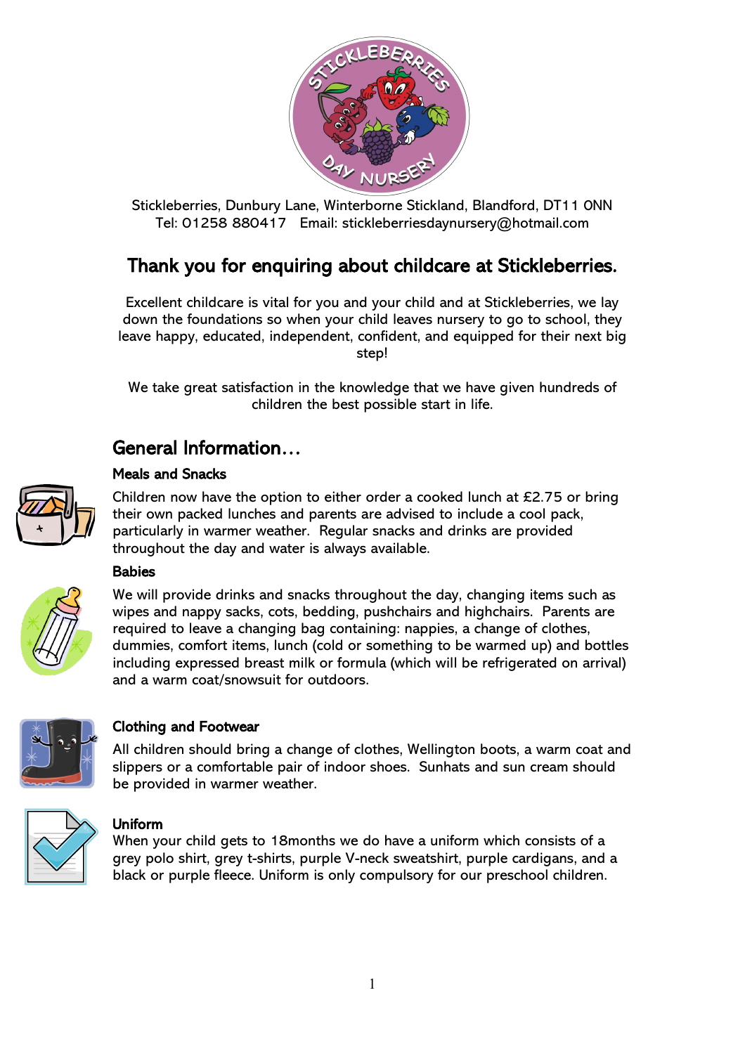Stickleberries, Dunbury Lane, Winterborne Stickland, Blandford, DT11 0NN
Tel: 01258 880417 Email: stickleberriesdaynursery@hotmail.com

# Thank you for enquiring about childcare at Stickleberries.

Excellent childcare is vital for you and your child and at Stickleberries, we lay down the foundations so when your child leaves nursery to go to school, they leave happy, educated, independent, confident, and equipped for their next big step!

We take great satisfaction in the knowledge that we have given hundreds of children the best possible start in life.

## General Information…

### Meals and Snacks

Children now have the option to either order a cooked lunch at £2.75 or bring their own packed lunches and parents are advised to include a cool pack, particularly in warmer weather. Regular snacks and drinks are provided throughout the day and water is always available.

### Babies

We will provide drinks and snacks throughout the day, changing items such as wipes and nappy sacks, cots, bedding, pushchairs and highchairs. Parents are required to leave a changing bag containing: nappies, a change of clothes, dummies, comfort items, lunch (cold or something to be warmed up) and bottles including expressed breast milk or formula (which will be refrigerated on arrival) and a warm coat/snowsuit for outdoors.

### Clothing and Footwear

All children should bring a change of clothes, Wellington boots, a warm coat and slippers or a comfortable pair of indoor shoes. Sunhats and sun cream should be provided in warmer weather.

### Uniform

When your child gets to 18months we do have a uniform which consists of a grey polo shirt, grey t-shirts, purple V-neck sweatshirt, purple cardigans, and a black or purple fleece. Uniform is only compulsory for our preschool children.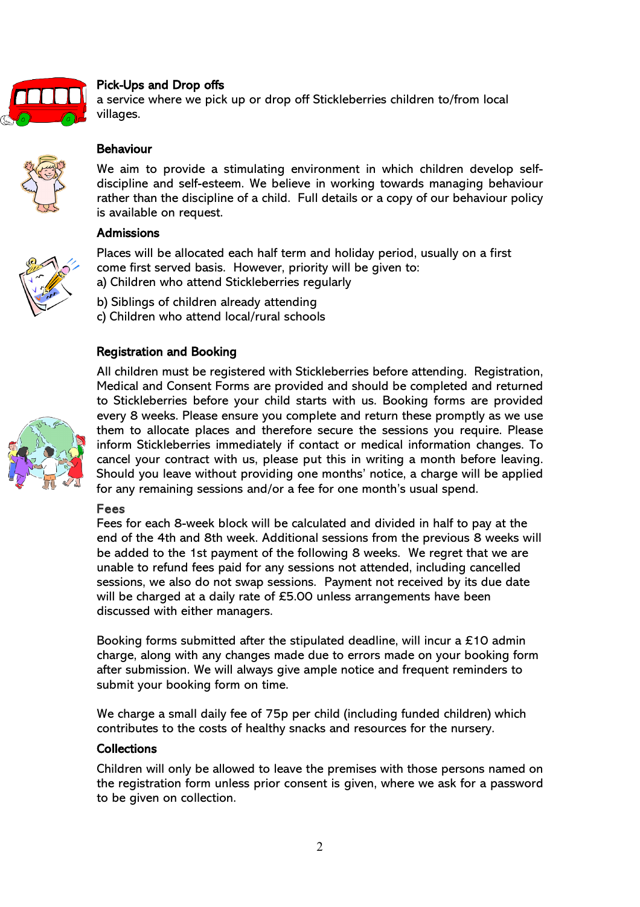## Pick-Ups and Drop offs

a service where we pick up or drop off Stickleberries children to/from local villages.

## Behaviour

We aim to provide a stimulating environment in which children develop self-discipline and self-esteem. We believe in working towards managing behaviour rather than the discipline of a child. Full details or a copy of our behaviour policy is available on request.

## Admissions

Places will be allocated each half term and holiday period, usually on a first come first served basis. However, priority will be given to:

a) Children who attend Stickleberries regularly

b) Siblings of children already attending

c) Children who attend local/rural schools

## Registration and Booking

All children must be registered with Stickleberries before attending. Registration, Medical and Consent Forms are provided and should be completed and returned to Stickleberries before your child starts with us. Booking forms are provided every 8 weeks. Please ensure you complete and return these promptly as we use them to allocate places and therefore secure the sessions you require. Please inform Stickleberries immediately if contact or medical information changes. To cancel your contract with us, please put this in writing a month before leaving. Should you leave without providing one months' notice, a charge will be applied for any remaining sessions and/or a fee for one month's usual spend.

## Fees

Fees for each 8-week block will be calculated and divided in half to pay at the end of the 4th and 8th week. Additional sessions from the previous 8 weeks will be added to the 1st payment of the following 8 weeks. We regret that we are unable to refund fees paid for any sessions not attended, including cancelled sessions, we also do not swap sessions. Payment not received by its due date will be charged at a daily rate of £5.00 unless arrangements have been discussed with either managers.

Booking forms submitted after the stipulated deadline, will incur a £10 admin charge, along with any changes made due to errors made on your booking form after submission. We will always give ample notice and frequent reminders to submit your booking form on time.

We charge a small daily fee of 75p per child (including funded children) which contributes to the costs of healthy snacks and resources for the nursery.

## Collections

Children will only be allowed to leave the premises with those persons named on the registration form unless prior consent is given, where we ask for a password to be given on collection.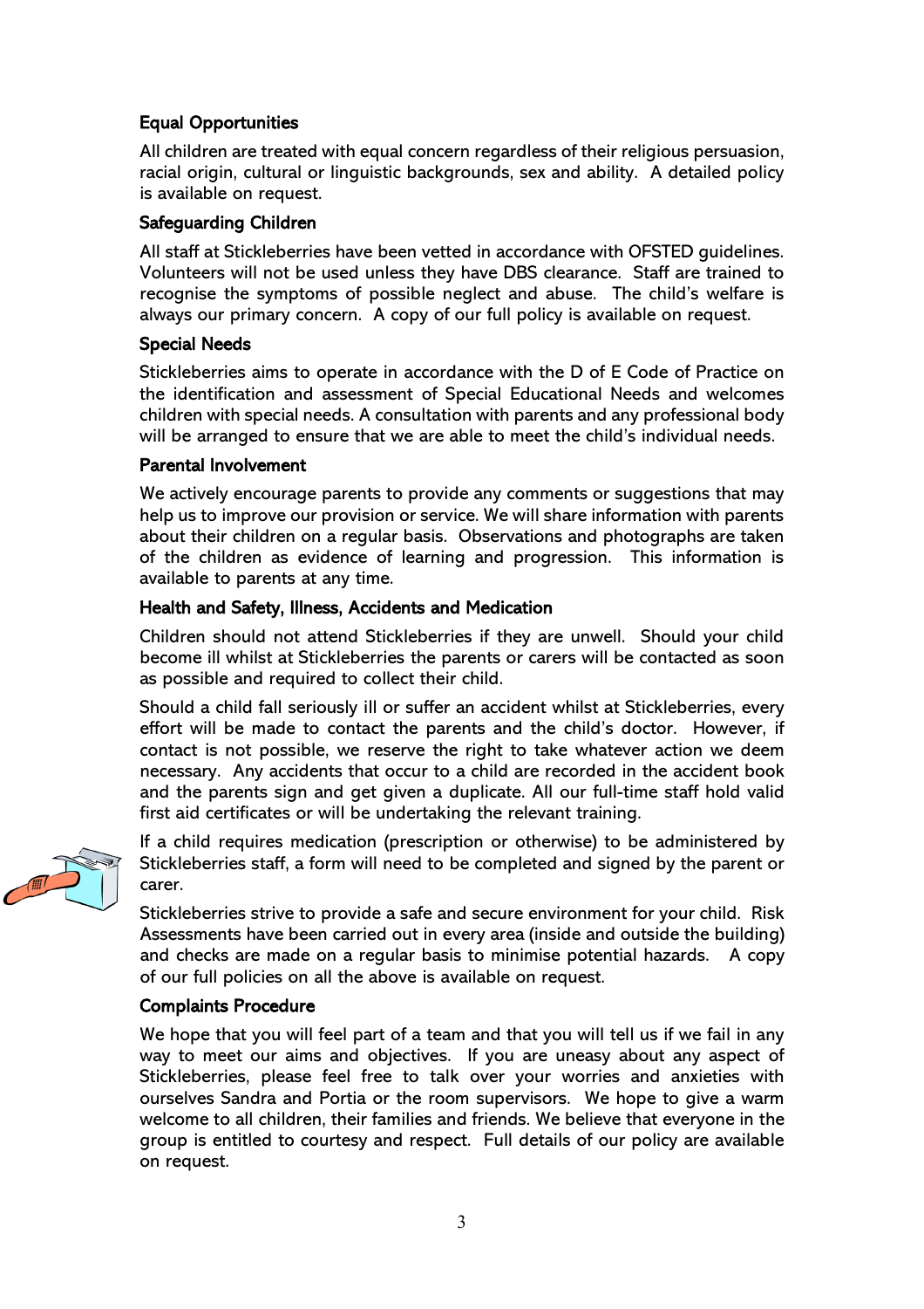### Equal Opportunities

All children are treated with equal concern regardless of their religious persuasion, racial origin, cultural or linguistic backgrounds, sex and ability. A detailed policy is available on request.

### Safeguarding Children

All staff at Stickleberries have been vetted in accordance with OFSTED guidelines. Volunteers will not be used unless they have DBS clearance. Staff are trained to recognise the symptoms of possible neglect and abuse. The child's welfare is always our primary concern. A copy of our full policy is available on request.

### Special Needs

Stickleberries aims to operate in accordance with the D of E Code of Practice on the identification and assessment of Special Educational Needs and welcomes children with special needs. A consultation with parents and any professional body will be arranged to ensure that we are able to meet the child's individual needs.

### Parental Involvement

We actively encourage parents to provide any comments or suggestions that may help us to improve our provision or service. We will share information with parents about their children on a regular basis. Observations and photographs are taken of the children as evidence of learning and progression. This information is available to parents at any time.

### Health and Safety, Illness, Accidents and Medication

Children should not attend Stickleberries if they are unwell. Should your child become ill whilst at Stickleberries the parents or carers will be contacted as soon as possible and required to collect their child.

Should a child fall seriously ill or suffer an accident whilst at Stickleberries, every effort will be made to contact the parents and the child's doctor. However, if contact is not possible, we reserve the right to take whatever action we deem necessary. Any accidents that occur to a child are recorded in the accident book and the parents sign and get given a duplicate. All our full-time staff hold valid first aid certificates or will be undertaking the relevant training.

If a child requires medication (prescription or otherwise) to be administered by Stickleberries staff, a form will need to be completed and signed by the parent or carer.

Stickleberries strive to provide a safe and secure environment for your child. Risk Assessments have been carried out in every area (inside and outside the building) and checks are made on a regular basis to minimise potential hazards. A copy of our full policies on all the above is available on request.

### Complaints Procedure

We hope that you will feel part of a team and that you will tell us if we fail in any way to meet our aims and objectives. If you are uneasy about any aspect of Stickleberries, please feel free to talk over your worries and anxieties with ourselves Sandra and Portia or the room supervisors. We hope to give a warm welcome to all children, their families and friends. We believe that everyone in the group is entitled to courtesy and respect. Full details of our policy are available on request.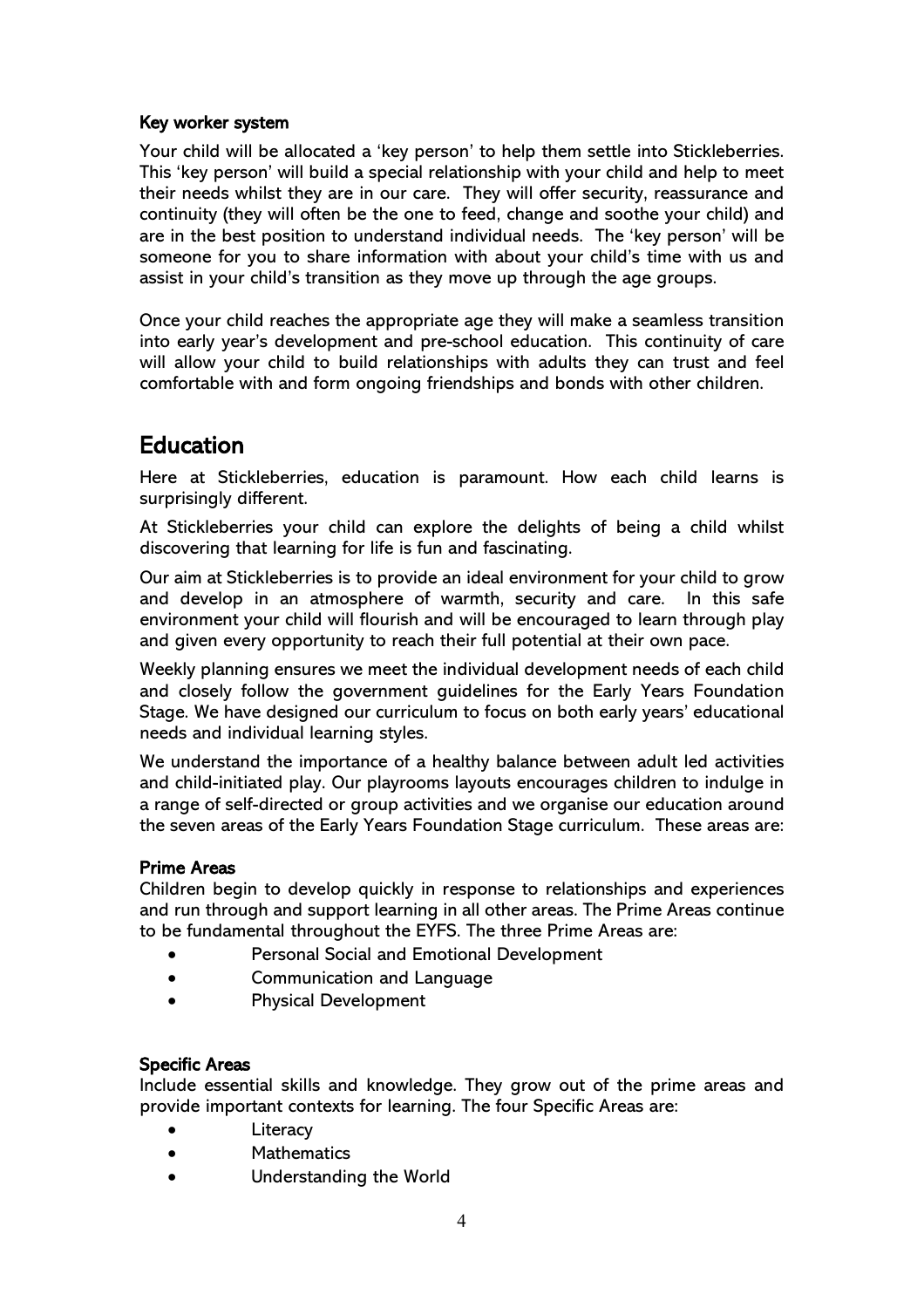### Key worker system

Your child will be allocated a 'key person' to help them settle into Stickleberries. This 'key person' will build a special relationship with your child and help to meet their needs whilst they are in our care. They will offer security, reassurance and continuity (they will often be the one to feed, change and soothe your child) and are in the best position to understand individual needs. The 'key person' will be someone for you to share information with about your child's time with us and assist in your child's transition as they move up through the age groups.

Once your child reaches the appropriate age they will make a seamless transition into early year's development and pre-school education. This continuity of care will allow your child to build relationships with adults they can trust and feel comfortable with and form ongoing friendships and bonds with other children.

## Education

Here at Stickleberries, education is paramount. How each child learns is surprisingly different.

At Stickleberries your child can explore the delights of being a child whilst discovering that learning for life is fun and fascinating.

Our aim at Stickleberries is to provide an ideal environment for your child to grow and develop in an atmosphere of warmth, security and care. In this safe environment your child will flourish and will be encouraged to learn through play and given every opportunity to reach their full potential at their own pace.

Weekly planning ensures we meet the individual development needs of each child and closely follow the government guidelines for the Early Years Foundation Stage. We have designed our curriculum to focus on both early years' educational needs and individual learning styles.

We understand the importance of a healthy balance between adult led activities and child-initiated play. Our playrooms layouts encourages children to indulge in a range of self-directed or group activities and we organise our education around the seven areas of the Early Years Foundation Stage curriculum. These areas are:

### Prime Areas

Children begin to develop quickly in response to relationships and experiences and run through and support learning in all other areas. The Prime Areas continue to be fundamental throughout the EYFS. The three Prime Areas are:

- Personal Social and Emotional Development
- Communication and Language
- Physical Development

### Specific Areas

Include essential skills and knowledge. They grow out of the prime areas and provide important contexts for learning. The four Specific Areas are:

- Literacy
- Mathematics
- Understanding the World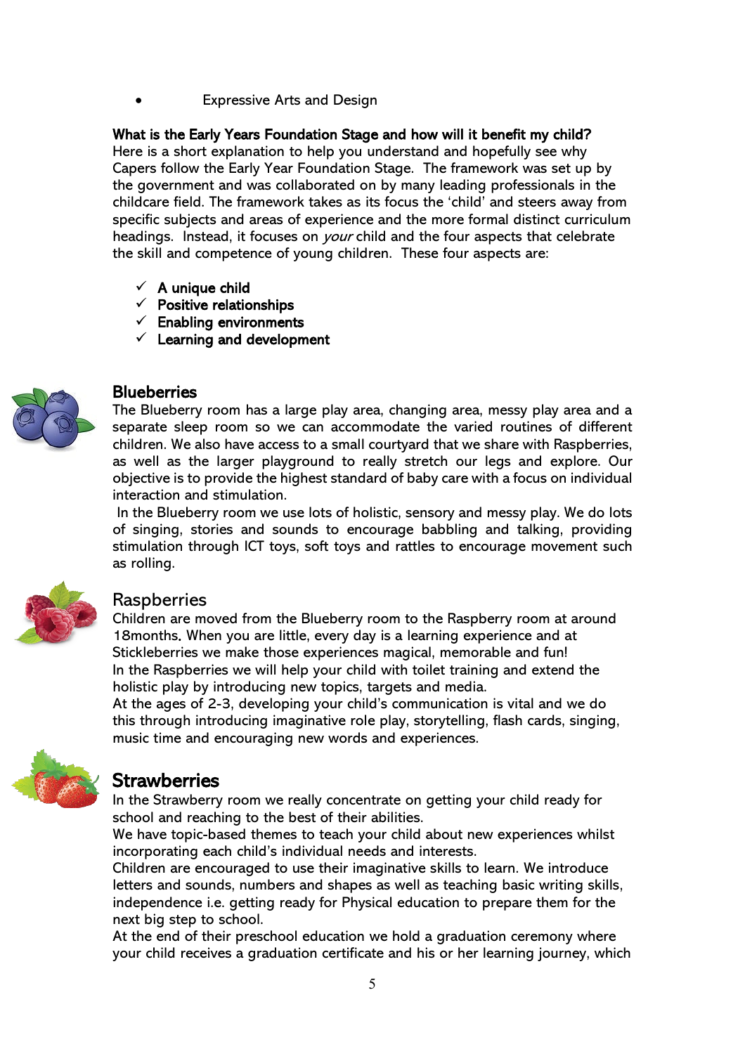- Expressive Arts and Design

**What is the Early Years Foundation Stage and how will it benefit my child?**
Here is a short explanation to help you understand and hopefully see why Capers follow the Early Year Foundation Stage. The framework was set up by the government and was collaborated on by many leading professionals in the childcare field. The framework takes as its focus the 'child' and steers away from specific subjects and areas of experience and the more formal distinct curriculum headings. Instead, it focuses on *your* child and the four aspects that celebrate the skill and competence of young children. These four aspects are:

- ✓ **A unique child**
- ✓ **Positive relationships**
- ✓ **Enabling environments**
- ✓ **Learning and development**

## Blueberries

The Blueberry room has a large play area, changing area, messy play area and a separate sleep room so we can accommodate the varied routines of different children. We also have access to a small courtyard that we share with Raspberries, as well as the larger playground to really stretch our legs and explore. Our objective is to provide the highest standard of baby care with a focus on individual interaction and stimulation.

In the Blueberry room we use lots of holistic, sensory and messy play. We do lots of singing, stories and sounds to encourage babbling and talking, providing stimulation through ICT toys, soft toys and rattles to encourage movement such as rolling.

## Raspberries

Children are moved from the Blueberry room to the Raspberry room at around 18months. When you are little, every day is a learning experience and at Stickleberries we make those experiences magical, memorable and fun!
In the Raspberries we will help your child with toilet training and extend the holistic play by introducing new topics, targets and media.
At the ages of 2-3, developing your child's communication is vital and we do this through introducing imaginative role play, storytelling, flash cards, singing, music time and encouraging new words and experiences.

## Strawberries

In the Strawberry room we really concentrate on getting your child ready for school and reaching to the best of their abilities.
We have topic-based themes to teach your child about new experiences whilst incorporating each child's individual needs and interests.
Children are encouraged to use their imaginative skills to learn. We introduce letters and sounds, numbers and shapes as well as teaching basic writing skills, independence i.e. getting ready for Physical education to prepare them for the next big step to school.
At the end of their preschool education we hold a graduation ceremony where your child receives a graduation certificate and his or her learning journey, which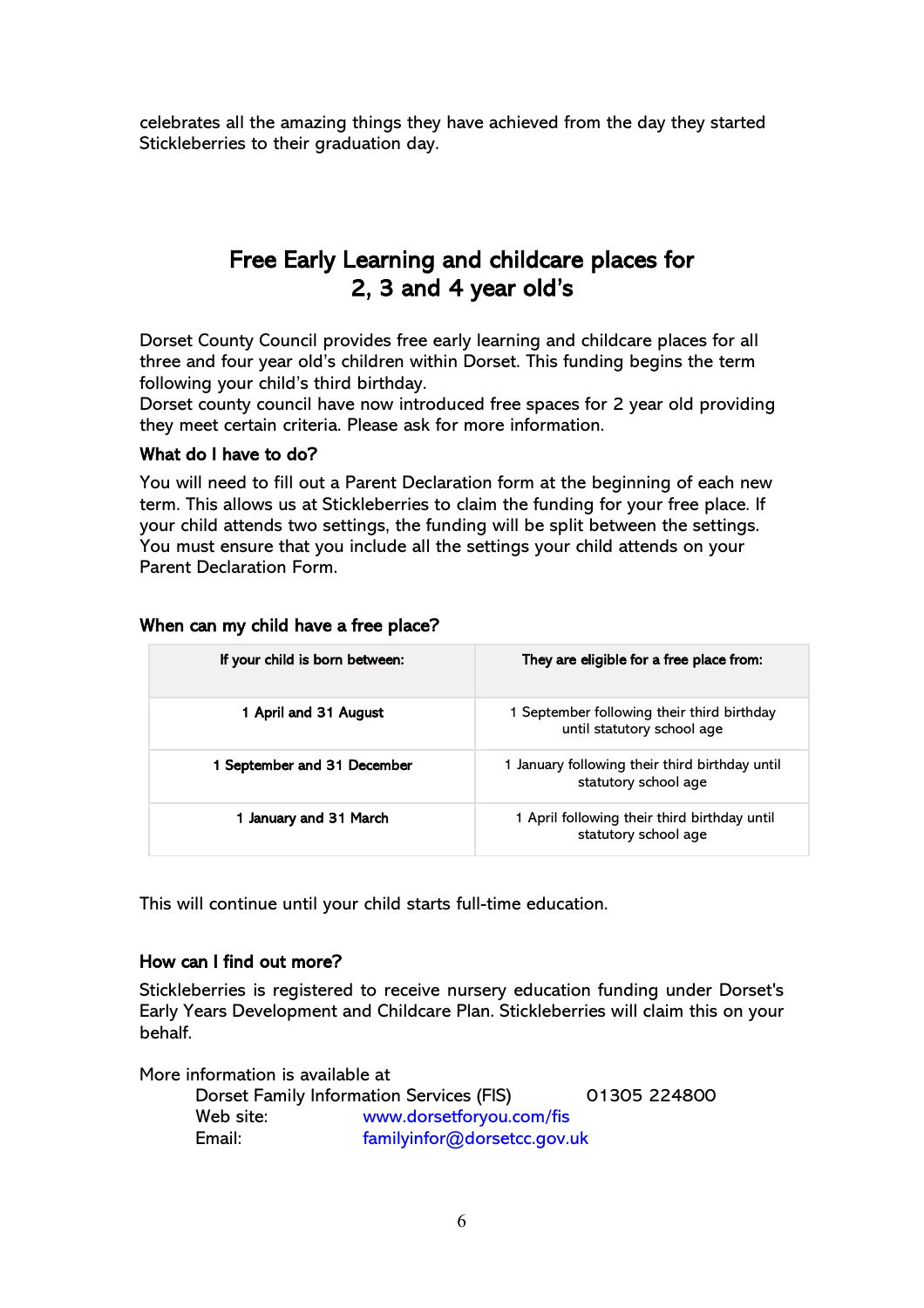celebrates all the amazing things they have achieved from the day they started Stickleberries to their graduation day.

## Free Early Learning and childcare places for 2, 3 and 4 year old's

Dorset County Council provides free early learning and childcare places for all three and four year old's children within Dorset. This funding begins the term following your child's third birthday.
Dorset county council have now introduced free spaces for 2 year old providing they meet certain criteria. Please ask for more information.

### What do I have to do?

You will need to fill out a Parent Declaration form at the beginning of each new term. This allows us at Stickleberries to claim the funding for your free place. If your child attends two settings, the funding will be split between the settings. You must ensure that you include all the settings your child attends on your Parent Declaration Form.

### When can my child have a free place?

| If your child is born between: | They are eligible for a free place from: |
| --- | --- |
| **1 April and 31 August** | 1 September following their third birthday until statutory school age |
| **1 September and 31 December** | 1 January following their third birthday until statutory school age |
| **1 January and 31 March** | 1 April following their third birthday until statutory school age |

This will continue until your child starts full-time education.

### How can I find out more?

Stickleberries is registered to receive nursery education funding under Dorset's Early Years Development and Childcare Plan. Stickleberries will claim this on your behalf.

More information is available at

Dorset Family Information Services (FIS) 01305 224800
Web site: www.dorsetforyou.com/fis
Email: familyinfor@dorsetcc.gov.uk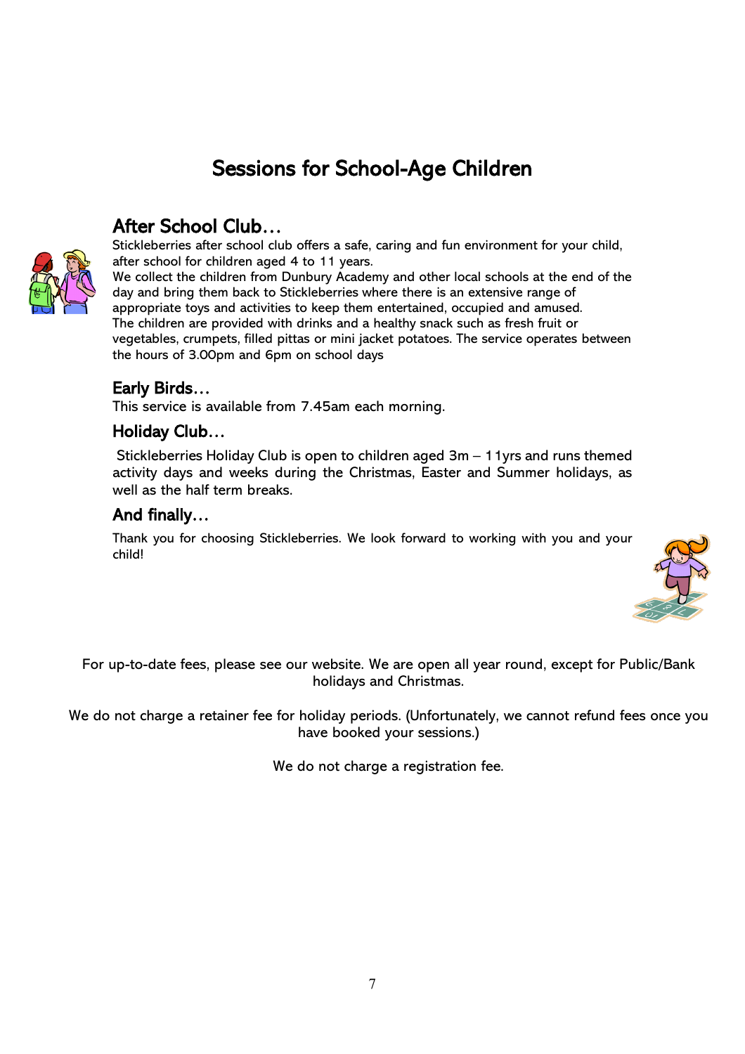# Sessions for School-Age Children

## After School Club…

Stickleberries after school club offers a safe, caring and fun environment for your child, after school for children aged 4 to 11 years.
We collect the children from Dunbury Academy and other local schools at the end of the day and bring them back to Stickleberries where there is an extensive range of appropriate toys and activities to keep them entertained, occupied and amused.
The children are provided with drinks and a healthy snack such as fresh fruit or vegetables, crumpets, filled pittas or mini jacket potatoes. The service operates between the hours of 3.00pm and 6pm on school days

## Early Birds…

This service is available from 7.45am each morning.

## Holiday Club…

Stickleberries Holiday Club is open to children aged 3m – 11yrs and runs themed activity days and weeks during the Christmas, Easter and Summer holidays, as well as the half term breaks.

## And finally…

Thank you for choosing Stickleberries. We look forward to working with you and your child!

For up-to-date fees, please see our website. We are open all year round, except for Public/Bank holidays and Christmas.

We do not charge a retainer fee for holiday periods. (Unfortunately, we cannot refund fees once you have booked your sessions.)

We do not charge a registration fee.